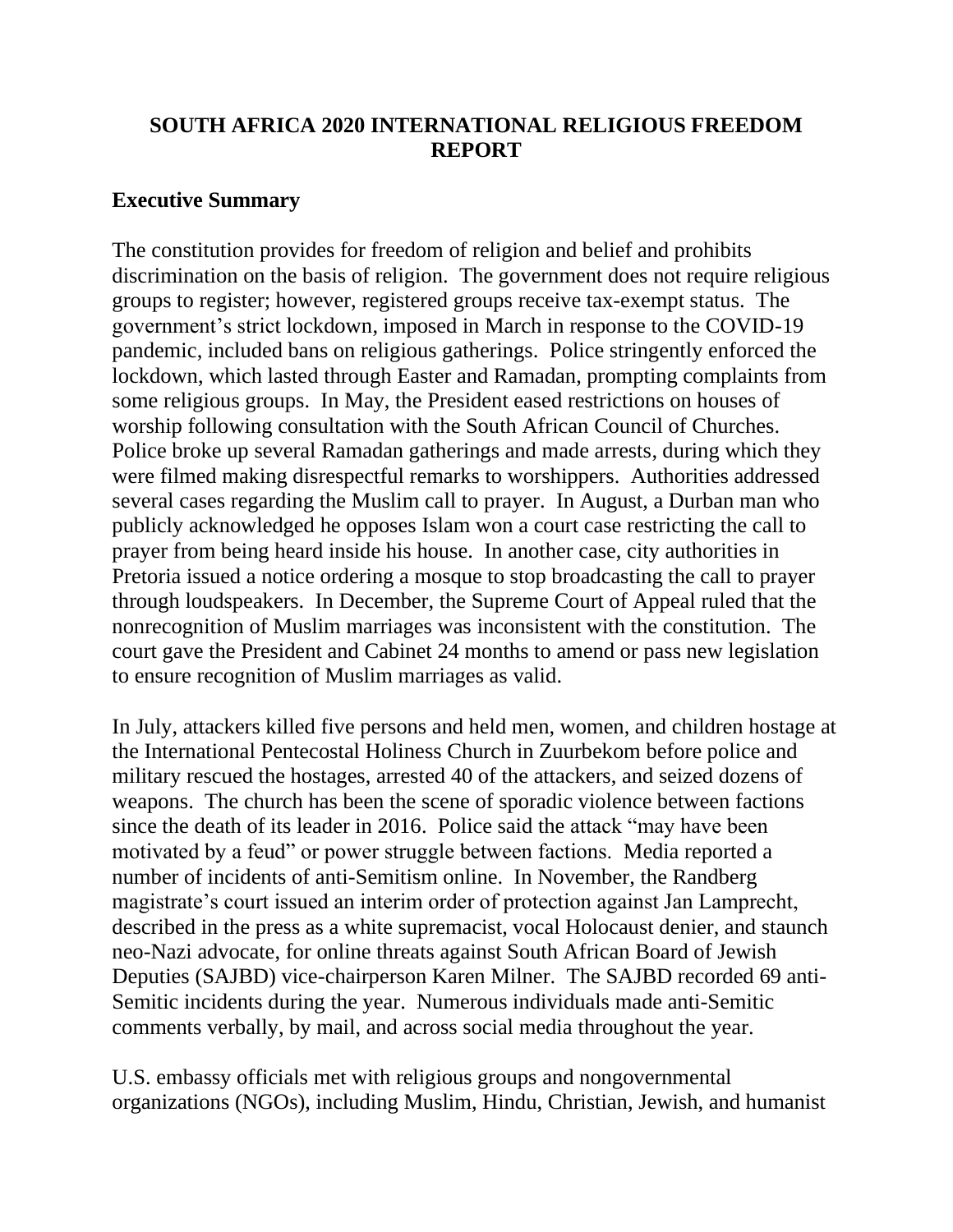# SOUTH AFRICA 2020 INTERNATIONAL RELIGIOUS FREEDOM REPORT

## Executive Summary

The constitution provides for freedom of religion and belief and prohibits discrimination on the basis of religion. The government does not require religious groups to register; however, registered groups receive tax-exempt status. The government's strict lockdown, imposed in March in response to the COVID-19 pandemic, included bans on religious gatherings. Police stringently enforced the lockdown, which lasted through Easter and Ramadan, prompting complaints from some religious groups. In May, the President eased restrictions on houses of worship following consultation with the South African Council of Churches. Police broke up several Ramadan gatherings and made arrests, during which they were filmed making disrespectful remarks to worshippers. Authorities addressed several cases regarding the Muslim call to prayer. In August, a Durban man who publicly acknowledged he opposes Islam won a court case restricting the call to prayer from being heard inside his house. In another case, city authorities in Pretoria issued a notice ordering a mosque to stop broadcasting the call to prayer through loudspeakers. In December, the Supreme Court of Appeal ruled that the nonrecognition of Muslim marriages was inconsistent with the constitution. The court gave the President and Cabinet 24 months to amend or pass new legislation to ensure recognition of Muslim marriages as valid.

In July, attackers killed five persons and held men, women, and children hostage at the International Pentecostal Holiness Church in Zuurbekom before police and military rescued the hostages, arrested 40 of the attackers, and seized dozens of weapons. The church has been the scene of sporadic violence between factions since the death of its leader in 2016. Police said the attack "may have been motivated by a feud" or power struggle between factions. Media reported a number of incidents of anti-Semitism online. In November, the Randberg magistrate's court issued an interim order of protection against Jan Lamprecht, described in the press as a white supremacist, vocal Holocaust denier, and staunch neo-Nazi advocate, for online threats against South African Board of Jewish Deputies (SAJBD) vice-chairperson Karen Milner. The SAJBD recorded 69 anti-Semitic incidents during the year. Numerous individuals made anti-Semitic comments verbally, by mail, and across social media throughout the year.

U.S. embassy officials met with religious groups and nongovernmental organizations (NGOs), including Muslim, Hindu, Christian, Jewish, and humanist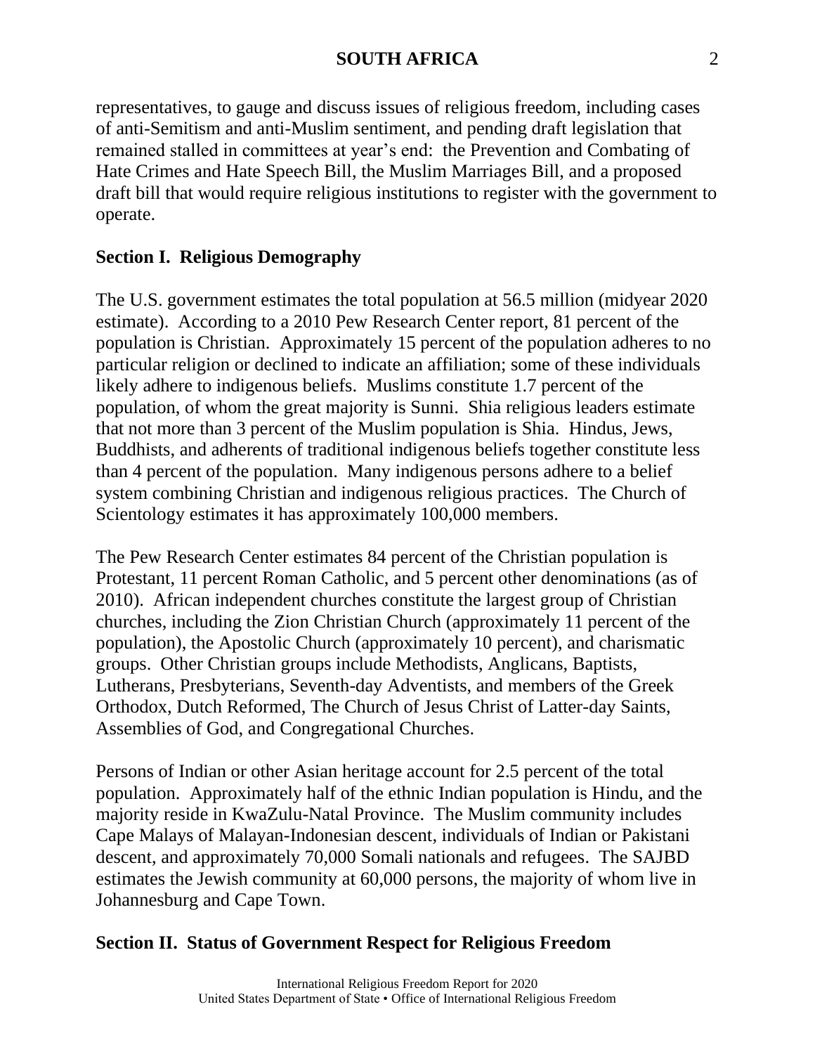representatives, to gauge and discuss issues of religious freedom, including cases of anti-Semitism and anti-Muslim sentiment, and pending draft legislation that remained stalled in committees at year's end: the Prevention and Combating of Hate Crimes and Hate Speech Bill, the Muslim Marriages Bill, and a proposed draft bill that would require religious institutions to register with the government to operate.

## Section I. Religious Demography

The U.S. government estimates the total population at 56.5 million (midyear 2020 estimate). According to a 2010 Pew Research Center report, 81 percent of the population is Christian. Approximately 15 percent of the population adheres to no particular religion or declined to indicate an affiliation; some of these individuals likely adhere to indigenous beliefs. Muslims constitute 1.7 percent of the population, of whom the great majority is Sunni. Shia religious leaders estimate that not more than 3 percent of the Muslim population is Shia. Hindus, Jews, Buddhists, and adherents of traditional indigenous beliefs together constitute less than 4 percent of the population. Many indigenous persons adhere to a belief system combining Christian and indigenous religious practices. The Church of Scientology estimates it has approximately 100,000 members.

The Pew Research Center estimates 84 percent of the Christian population is Protestant, 11 percent Roman Catholic, and 5 percent other denominations (as of 2010). African independent churches constitute the largest group of Christian churches, including the Zion Christian Church (approximately 11 percent of the population), the Apostolic Church (approximately 10 percent), and charismatic groups. Other Christian groups include Methodists, Anglicans, Baptists, Lutherans, Presbyterians, Seventh-day Adventists, and members of the Greek Orthodox, Dutch Reformed, The Church of Jesus Christ of Latter-day Saints, Assemblies of God, and Congregational Churches.

Persons of Indian or other Asian heritage account for 2.5 percent of the total population. Approximately half of the ethnic Indian population is Hindu, and the majority reside in KwaZulu-Natal Province. The Muslim community includes Cape Malays of Malayan-Indonesian descent, individuals of Indian or Pakistani descent, and approximately 70,000 Somali nationals and refugees. The SAJBD estimates the Jewish community at 60,000 persons, the majority of whom live in Johannesburg and Cape Town.

## Section II. Status of Government Respect for Religious Freedom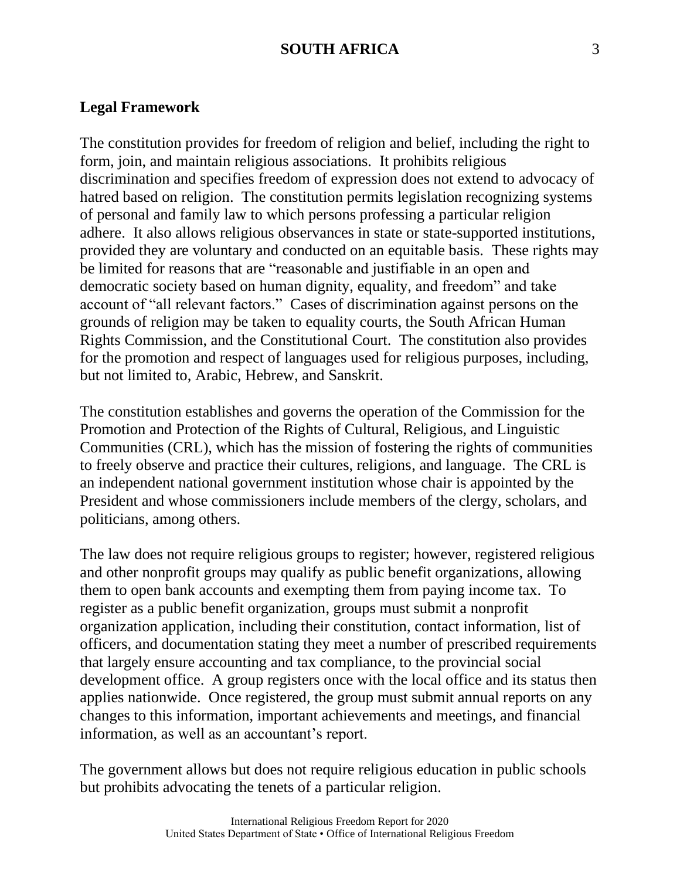## Legal Framework

The constitution provides for freedom of religion and belief, including the right to form, join, and maintain religious associations. It prohibits religious discrimination and specifies freedom of expression does not extend to advocacy of hatred based on religion. The constitution permits legislation recognizing systems of personal and family law to which persons professing a particular religion adhere. It also allows religious observances in state or state-supported institutions, provided they are voluntary and conducted on an equitable basis. These rights may be limited for reasons that are "reasonable and justifiable in an open and democratic society based on human dignity, equality, and freedom" and take account of "all relevant factors." Cases of discrimination against persons on the grounds of religion may be taken to equality courts, the South African Human Rights Commission, and the Constitutional Court. The constitution also provides for the promotion and respect of languages used for religious purposes, including, but not limited to, Arabic, Hebrew, and Sanskrit.

The constitution establishes and governs the operation of the Commission for the Promotion and Protection of the Rights of Cultural, Religious, and Linguistic Communities (CRL), which has the mission of fostering the rights of communities to freely observe and practice their cultures, religions, and language. The CRL is an independent national government institution whose chair is appointed by the President and whose commissioners include members of the clergy, scholars, and politicians, among others.

The law does not require religious groups to register; however, registered religious and other nonprofit groups may qualify as public benefit organizations, allowing them to open bank accounts and exempting them from paying income tax. To register as a public benefit organization, groups must submit a nonprofit organization application, including their constitution, contact information, list of officers, and documentation stating they meet a number of prescribed requirements that largely ensure accounting and tax compliance, to the provincial social development office. A group registers once with the local office and its status then applies nationwide. Once registered, the group must submit annual reports on any changes to this information, important achievements and meetings, and financial information, as well as an accountant's report.

The government allows but does not require religious education in public schools but prohibits advocating the tenets of a particular religion.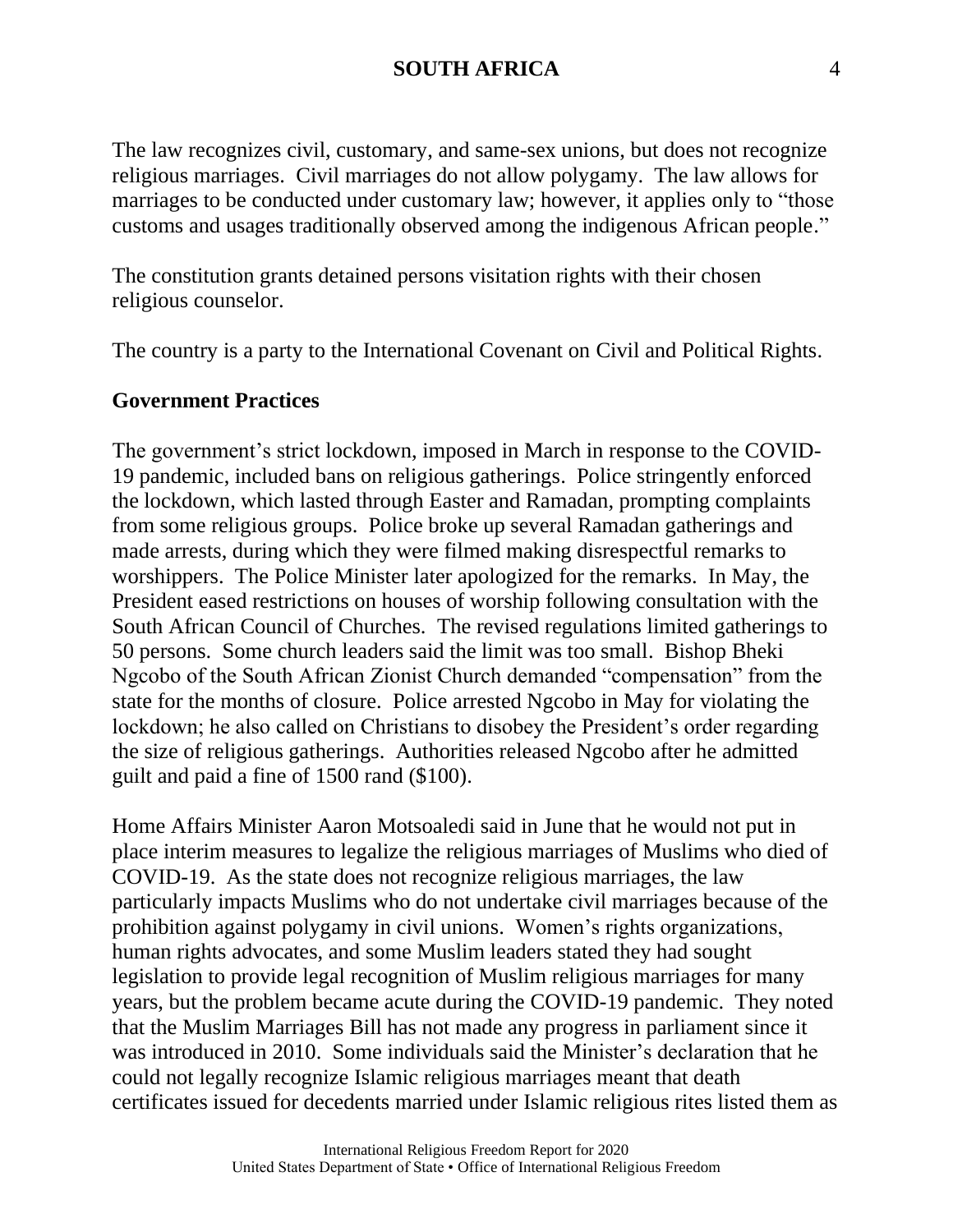The law recognizes civil, customary, and same-sex unions, but does not recognize religious marriages. Civil marriages do not allow polygamy. The law allows for marriages to be conducted under customary law; however, it applies only to "those customs and usages traditionally observed among the indigenous African people."

The constitution grants detained persons visitation rights with their chosen religious counselor.

The country is a party to the International Covenant on Civil and Political Rights.

## Government Practices

The government's strict lockdown, imposed in March in response to the COVID-19 pandemic, included bans on religious gatherings. Police stringently enforced the lockdown, which lasted through Easter and Ramadan, prompting complaints from some religious groups. Police broke up several Ramadan gatherings and made arrests, during which they were filmed making disrespectful remarks to worshippers. The Police Minister later apologized for the remarks. In May, the President eased restrictions on houses of worship following consultation with the South African Council of Churches. The revised regulations limited gatherings to 50 persons. Some church leaders said the limit was too small. Bishop Bheki Ngcobo of the South African Zionist Church demanded "compensation" from the state for the months of closure. Police arrested Ngcobo in May for violating the lockdown; he also called on Christians to disobey the President's order regarding the size of religious gatherings. Authorities released Ngcobo after he admitted guilt and paid a fine of 1500 rand ($100).

Home Affairs Minister Aaron Motsoaledi said in June that he would not put in place interim measures to legalize the religious marriages of Muslims who died of COVID-19. As the state does not recognize religious marriages, the law particularly impacts Muslims who do not undertake civil marriages because of the prohibition against polygamy in civil unions. Women's rights organizations, human rights advocates, and some Muslim leaders stated they had sought legislation to provide legal recognition of Muslim religious marriages for many years, but the problem became acute during the COVID-19 pandemic. They noted that the Muslim Marriages Bill has not made any progress in parliament since it was introduced in 2010. Some individuals said the Minister's declaration that he could not legally recognize Islamic religious marriages meant that death certificates issued for decedents married under Islamic religious rites listed them as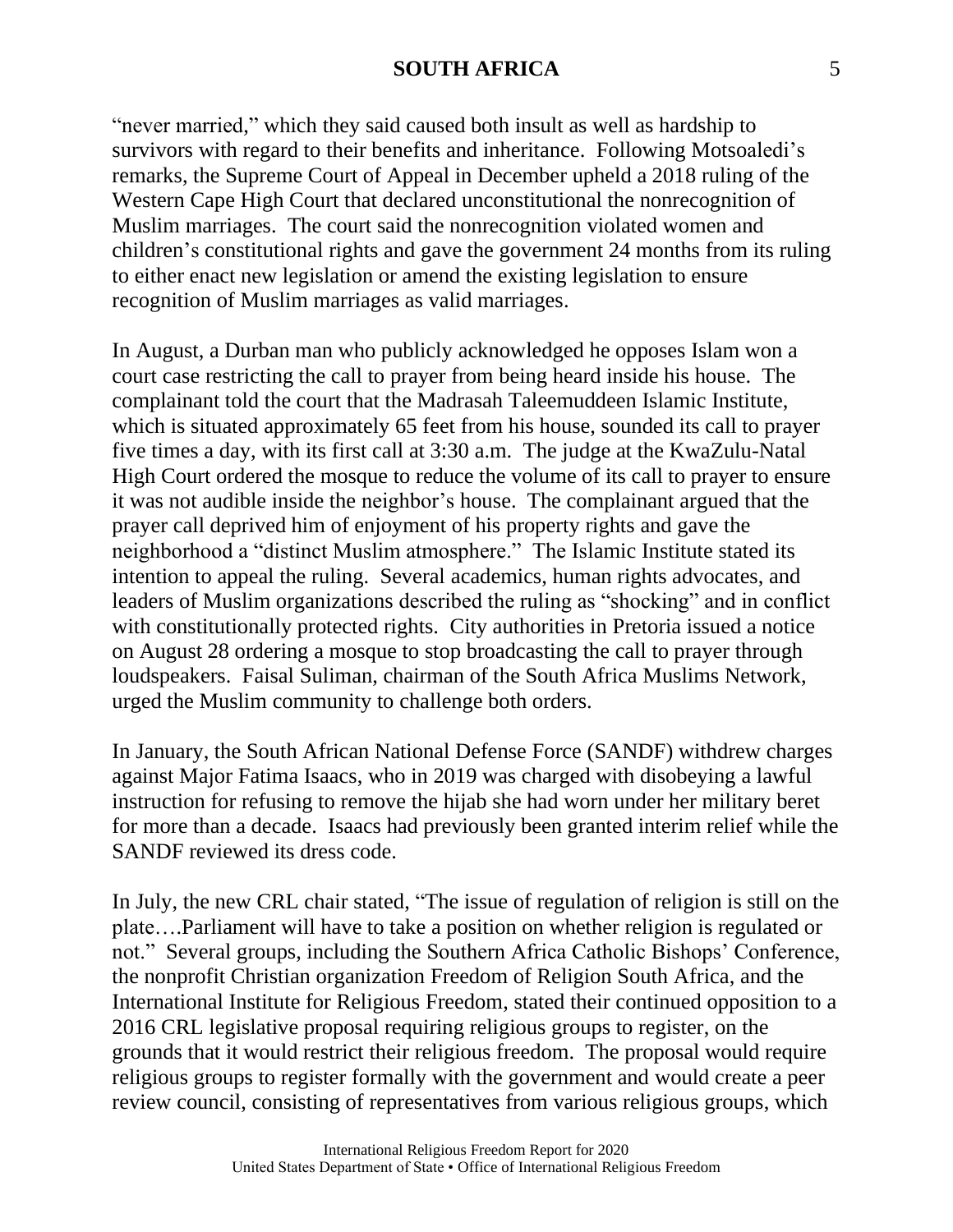"never married," which they said caused both insult as well as hardship to survivors with regard to their benefits and inheritance. Following Motsoaledi's remarks, the Supreme Court of Appeal in December upheld a 2018 ruling of the Western Cape High Court that declared unconstitutional the nonrecognition of Muslim marriages. The court said the nonrecognition violated women and children's constitutional rights and gave the government 24 months from its ruling to either enact new legislation or amend the existing legislation to ensure recognition of Muslim marriages as valid marriages.

In August, a Durban man who publicly acknowledged he opposes Islam won a court case restricting the call to prayer from being heard inside his house. The complainant told the court that the Madrasah Taleemuddeen Islamic Institute, which is situated approximately 65 feet from his house, sounded its call to prayer five times a day, with its first call at 3:30 a.m. The judge at the KwaZulu-Natal High Court ordered the mosque to reduce the volume of its call to prayer to ensure it was not audible inside the neighbor's house. The complainant argued that the prayer call deprived him of enjoyment of his property rights and gave the neighborhood a "distinct Muslim atmosphere." The Islamic Institute stated its intention to appeal the ruling. Several academics, human rights advocates, and leaders of Muslim organizations described the ruling as "shocking" and in conflict with constitutionally protected rights. City authorities in Pretoria issued a notice on August 28 ordering a mosque to stop broadcasting the call to prayer through loudspeakers. Faisal Suliman, chairman of the South Africa Muslims Network, urged the Muslim community to challenge both orders.

In January, the South African National Defense Force (SANDF) withdrew charges against Major Fatima Isaacs, who in 2019 was charged with disobeying a lawful instruction for refusing to remove the hijab she had worn under her military beret for more than a decade. Isaacs had previously been granted interim relief while the SANDF reviewed its dress code.

In July, the new CRL chair stated, "The issue of regulation of religion is still on the plate….Parliament will have to take a position on whether religion is regulated or not." Several groups, including the Southern Africa Catholic Bishops' Conference, the nonprofit Christian organization Freedom of Religion South Africa, and the International Institute for Religious Freedom, stated their continued opposition to a 2016 CRL legislative proposal requiring religious groups to register, on the grounds that it would restrict their religious freedom. The proposal would require religious groups to register formally with the government and would create a peer review council, consisting of representatives from various religious groups, which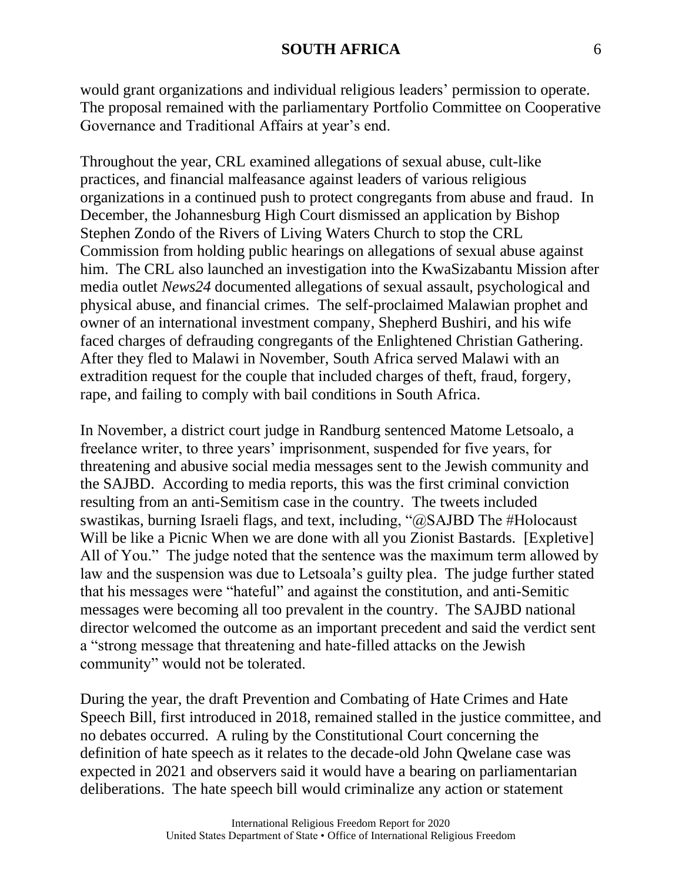would grant organizations and individual religious leaders' permission to operate. The proposal remained with the parliamentary Portfolio Committee on Cooperative Governance and Traditional Affairs at year's end.

Throughout the year, CRL examined allegations of sexual abuse, cult-like practices, and financial malfeasance against leaders of various religious organizations in a continued push to protect congregants from abuse and fraud. In December, the Johannesburg High Court dismissed an application by Bishop Stephen Zondo of the Rivers of Living Waters Church to stop the CRL Commission from holding public hearings on allegations of sexual abuse against him. The CRL also launched an investigation into the KwaSizabantu Mission after media outlet *News24* documented allegations of sexual assault, psychological and physical abuse, and financial crimes. The self-proclaimed Malawian prophet and owner of an international investment company, Shepherd Bushiri, and his wife faced charges of defrauding congregants of the Enlightened Christian Gathering. After they fled to Malawi in November, South Africa served Malawi with an extradition request for the couple that included charges of theft, fraud, forgery, rape, and failing to comply with bail conditions in South Africa.

In November, a district court judge in Randburg sentenced Matome Letsoalo, a freelance writer, to three years' imprisonment, suspended for five years, for threatening and abusive social media messages sent to the Jewish community and the SAJBD. According to media reports, this was the first criminal conviction resulting from an anti-Semitism case in the country. The tweets included swastikas, burning Israeli flags, and text, including, "@SAJBD The #Holocaust Will be like a Picnic When we are done with all you Zionist Bastards. [Expletive] All of You." The judge noted that the sentence was the maximum term allowed by law and the suspension was due to Letsoala's guilty plea. The judge further stated that his messages were "hateful" and against the constitution, and anti-Semitic messages were becoming all too prevalent in the country. The SAJBD national director welcomed the outcome as an important precedent and said the verdict sent a "strong message that threatening and hate-filled attacks on the Jewish community" would not be tolerated.

During the year, the draft Prevention and Combating of Hate Crimes and Hate Speech Bill, first introduced in 2018, remained stalled in the justice committee, and no debates occurred. A ruling by the Constitutional Court concerning the definition of hate speech as it relates to the decade-old John Qwelane case was expected in 2021 and observers said it would have a bearing on parliamentarian deliberations. The hate speech bill would criminalize any action or statement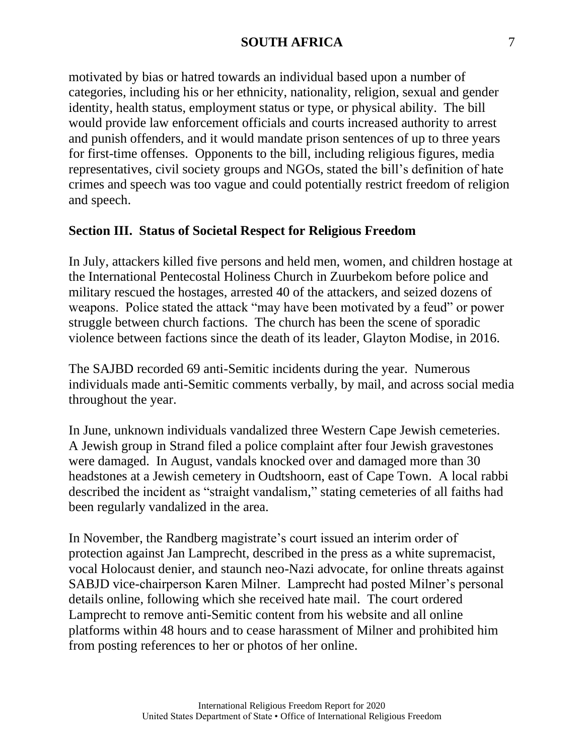motivated by bias or hatred towards an individual based upon a number of categories, including his or her ethnicity, nationality, religion, sexual and gender identity, health status, employment status or type, or physical ability. The bill would provide law enforcement officials and courts increased authority to arrest and punish offenders, and it would mandate prison sentences of up to three years for first-time offenses. Opponents to the bill, including religious figures, media representatives, civil society groups and NGOs, stated the bill's definition of hate crimes and speech was too vague and could potentially restrict freedom of religion and speech.

## Section III. Status of Societal Respect for Religious Freedom

In July, attackers killed five persons and held men, women, and children hostage at the International Pentecostal Holiness Church in Zuurbekom before police and military rescued the hostages, arrested 40 of the attackers, and seized dozens of weapons. Police stated the attack "may have been motivated by a feud" or power struggle between church factions. The church has been the scene of sporadic violence between factions since the death of its leader, Glayton Modise, in 2016.

The SAJBD recorded 69 anti-Semitic incidents during the year. Numerous individuals made anti-Semitic comments verbally, by mail, and across social media throughout the year.

In June, unknown individuals vandalized three Western Cape Jewish cemeteries. A Jewish group in Strand filed a police complaint after four Jewish gravestones were damaged. In August, vandals knocked over and damaged more than 30 headstones at a Jewish cemetery in Oudtshoorn, east of Cape Town. A local rabbi described the incident as "straight vandalism," stating cemeteries of all faiths had been regularly vandalized in the area.

In November, the Randberg magistrate's court issued an interim order of protection against Jan Lamprecht, described in the press as a white supremacist, vocal Holocaust denier, and staunch neo-Nazi advocate, for online threats against SABJD vice-chairperson Karen Milner. Lamprecht had posted Milner's personal details online, following which she received hate mail. The court ordered Lamprecht to remove anti-Semitic content from his website and all online platforms within 48 hours and to cease harassment of Milner and prohibited him from posting references to her or photos of her online.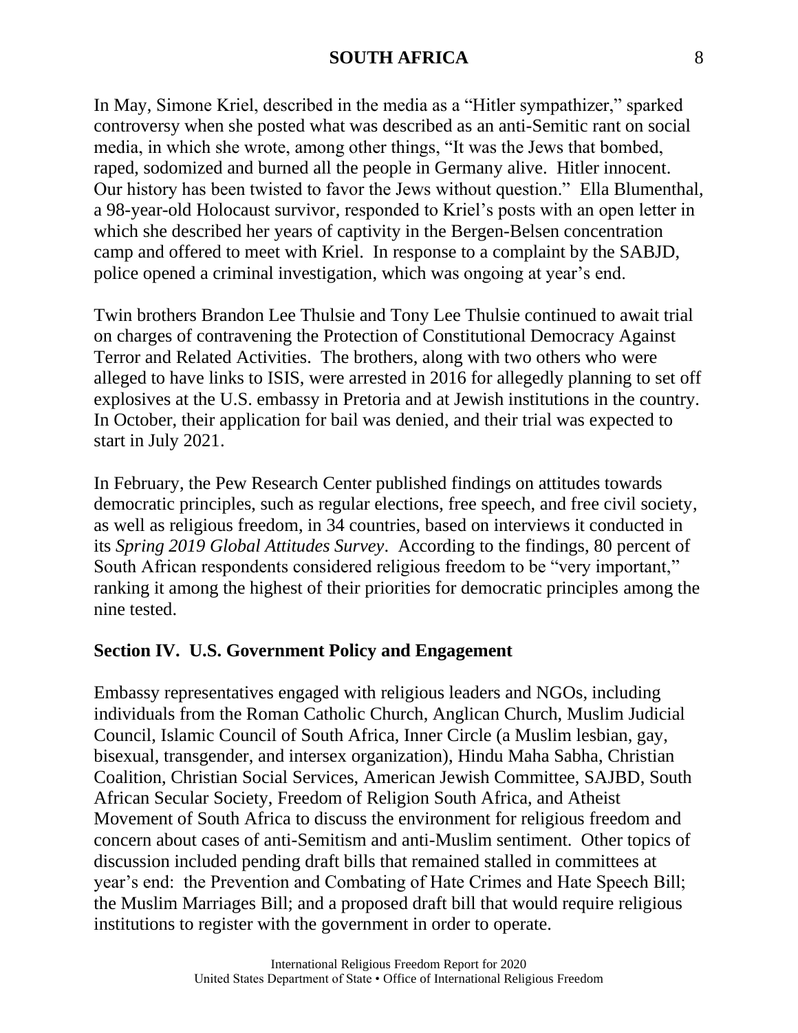In May, Simone Kriel, described in the media as a "Hitler sympathizer," sparked controversy when she posted what was described as an anti-Semitic rant on social media, in which she wrote, among other things, "It was the Jews that bombed, raped, sodomized and burned all the people in Germany alive. Hitler innocent. Our history has been twisted to favor the Jews without question." Ella Blumenthal, a 98-year-old Holocaust survivor, responded to Kriel's posts with an open letter in which she described her years of captivity in the Bergen-Belsen concentration camp and offered to meet with Kriel. In response to a complaint by the SABJD, police opened a criminal investigation, which was ongoing at year's end.

Twin brothers Brandon Lee Thulsie and Tony Lee Thulsie continued to await trial on charges of contravening the Protection of Constitutional Democracy Against Terror and Related Activities. The brothers, along with two others who were alleged to have links to ISIS, were arrested in 2016 for allegedly planning to set off explosives at the U.S. embassy in Pretoria and at Jewish institutions in the country. In October, their application for bail was denied, and their trial was expected to start in July 2021.

In February, the Pew Research Center published findings on attitudes towards democratic principles, such as regular elections, free speech, and free civil society, as well as religious freedom, in 34 countries, based on interviews it conducted in its *Spring 2019 Global Attitudes Survey*. According to the findings, 80 percent of South African respondents considered religious freedom to be "very important," ranking it among the highest of their priorities for democratic principles among the nine tested.

## Section IV. U.S. Government Policy and Engagement

Embassy representatives engaged with religious leaders and NGOs, including individuals from the Roman Catholic Church, Anglican Church, Muslim Judicial Council, Islamic Council of South Africa, Inner Circle (a Muslim lesbian, gay, bisexual, transgender, and intersex organization), Hindu Maha Sabha, Christian Coalition, Christian Social Services, American Jewish Committee, SAJBD, South African Secular Society, Freedom of Religion South Africa, and Atheist Movement of South Africa to discuss the environment for religious freedom and concern about cases of anti-Semitism and anti-Muslim sentiment. Other topics of discussion included pending draft bills that remained stalled in committees at year's end: the Prevention and Combating of Hate Crimes and Hate Speech Bill; the Muslim Marriages Bill; and a proposed draft bill that would require religious institutions to register with the government in order to operate.